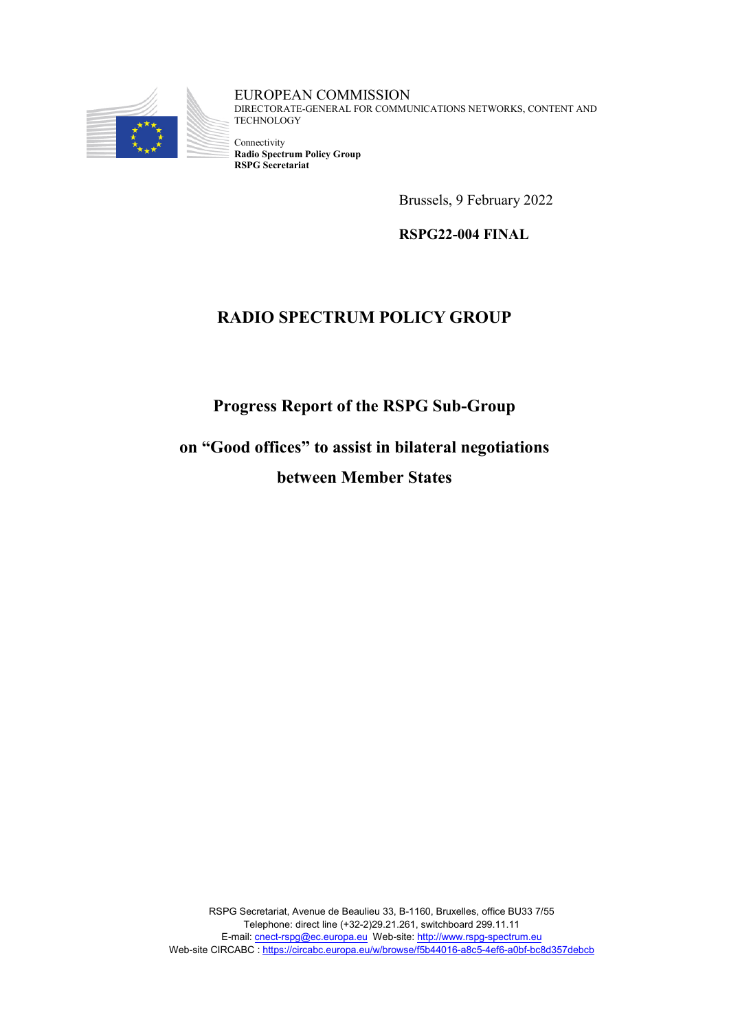EUROPEAN COMMISSION
DIRECTORATE-GENERAL FOR COMMUNICATIONS NETWORKS, CONTENT AND TECHNOLOGY

Connectivity
**Radio Spectrum Policy Group**
**RSPG Secretariat**

Brussels, 9 February 2022

**RSPG22-004 FINAL**

# RADIO SPECTRUM POLICY GROUP

## Progress Report of the RSPG Sub-Group

## on "Good offices" to assist in bilateral negotiations between Member States

RSPG Secretariat, Avenue de Beaulieu 33, B-1160, Bruxelles, office BU33 7/55
Telephone: direct line (+32-2)29.21.261, switchboard 299.11.11
E-mail: cnect-rspg@ec.europa.eu Web-site: http://www.rspg-spectrum.eu
Web-site CIRCABC : https://circabc.europa.eu/w/browse/f5b44016-a8c5-4ef6-a0bf-bc8d357debcb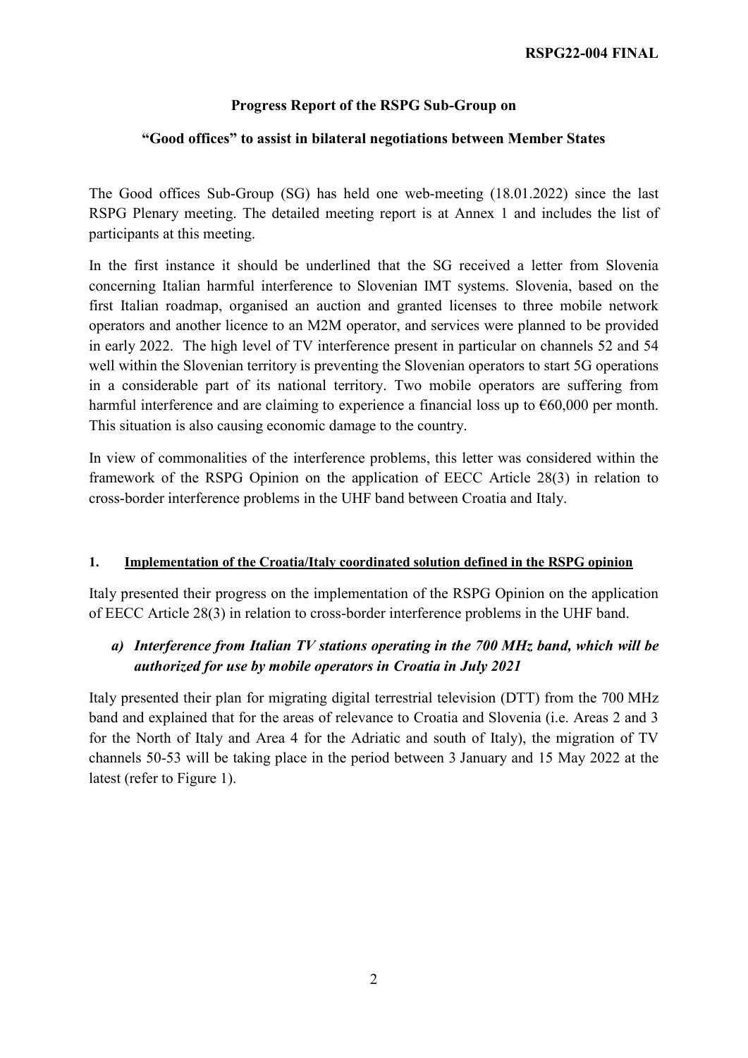**RSPG22-004 FINAL**

**Progress Report of the RSPG Sub-Group on**

**"Good offices" to assist in bilateral negotiations between Member States**

The Good offices Sub-Group (SG) has held one web-meeting (18.01.2022) since the last RSPG Plenary meeting. The detailed meeting report is at Annex 1 and includes the list of participants at this meeting.

In the first instance it should be underlined that the SG received a letter from Slovenia concerning Italian harmful interference to Slovenian IMT systems. Slovenia, based on the first Italian roadmap, organised an auction and granted licenses to three mobile network operators and another licence to an M2M operator, and services were planned to be provided in early 2022. The high level of TV interference present in particular on channels 52 and 54 well within the Slovenian territory is preventing the Slovenian operators to start 5G operations in a considerable part of its national territory. Two mobile operators are suffering from harmful interference and are claiming to experience a financial loss up to €60,000 per month. This situation is also causing economic damage to the country.

In view of commonalities of the interference problems, this letter was considered within the framework of the RSPG Opinion on the application of EECC Article 28(3) in relation to cross-border interference problems in the UHF band between Croatia and Italy.

## 1. Implementation of the Croatia/Italy coordinated solution defined in the RSPG opinion

Italy presented their progress on the implementation of the RSPG Opinion on the application of EECC Article 28(3) in relation to cross-border interference problems in the UHF band.

### *a) Interference from Italian TV stations operating in the 700 MHz band, which will be authorized for use by mobile operators in Croatia in July 2021*

Italy presented their plan for migrating digital terrestrial television (DTT) from the 700 MHz band and explained that for the areas of relevance to Croatia and Slovenia (i.e. Areas 2 and 3 for the North of Italy and Area 4 for the Adriatic and south of Italy), the migration of TV channels 50-53 will be taking place in the period between 3 January and 15 May 2022 at the latest (refer to Figure 1).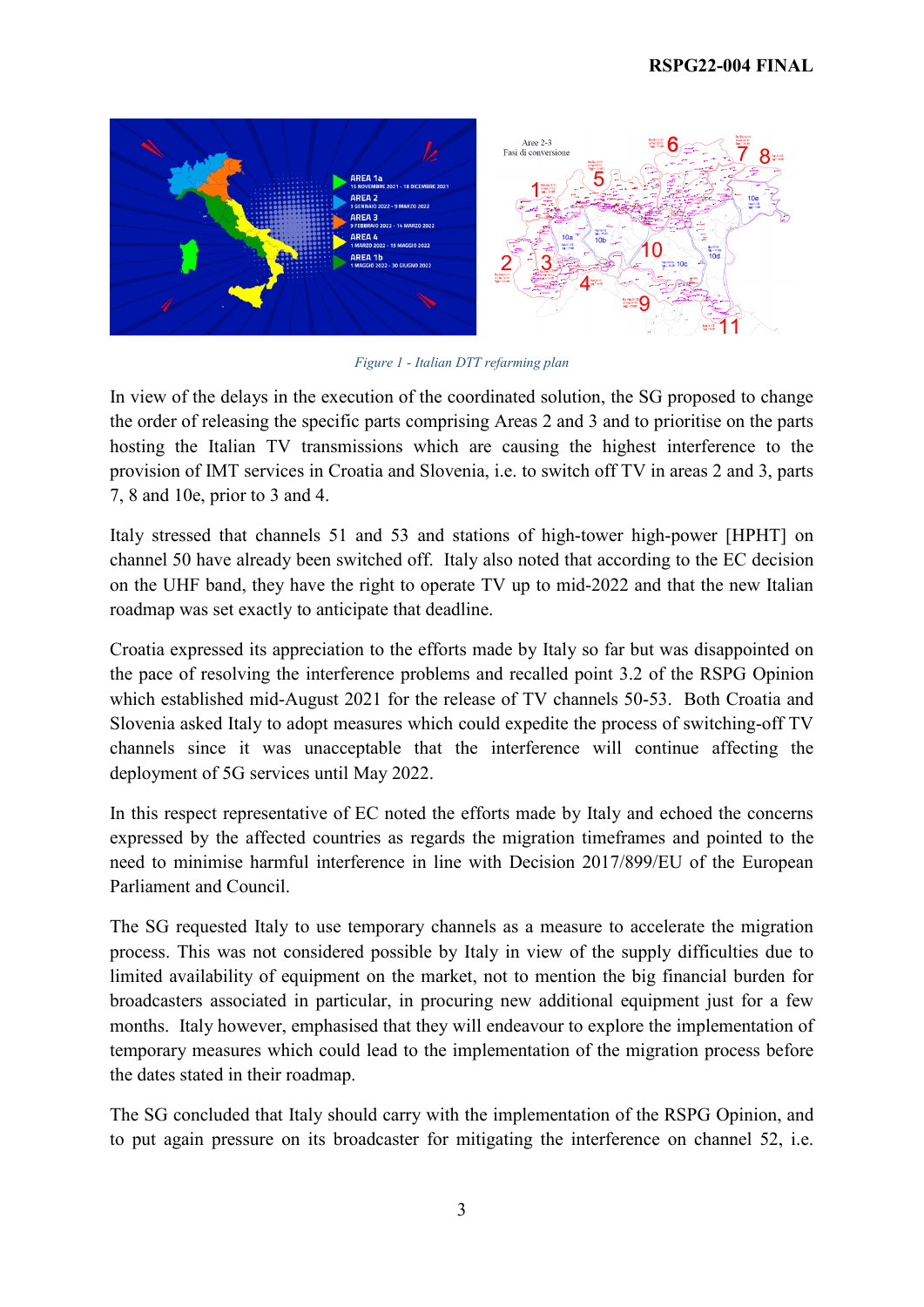*Figure 1 - Italian DTT refarming plan*

In view of the delays in the execution of the coordinated solution, the SG proposed to change the order of releasing the specific parts comprising Areas 2 and 3 and to prioritise on the parts hosting the Italian TV transmissions which are causing the highest interference to the provision of IMT services in Croatia and Slovenia, i.e. to switch off TV in areas 2 and 3, parts 7, 8 and 10e, prior to 3 and 4.

Italy stressed that channels 51 and 53 and stations of high-tower high-power [HPHT] on channel 50 have already been switched off. Italy also noted that according to the EC decision on the UHF band, they have the right to operate TV up to mid-2022 and that the new Italian roadmap was set exactly to anticipate that deadline.

Croatia expressed its appreciation to the efforts made by Italy so far but was disappointed on the pace of resolving the interference problems and recalled point 3.2 of the RSPG Opinion which established mid-August 2021 for the release of TV channels 50-53. Both Croatia and Slovenia asked Italy to adopt measures which could expedite the process of switching-off TV channels since it was unacceptable that the interference will continue affecting the deployment of 5G services until May 2022.

In this respect representative of EC noted the efforts made by Italy and echoed the concerns expressed by the affected countries as regards the migration timeframes and pointed to the need to minimise harmful interference in line with Decision 2017/899/EU of the European Parliament and Council.

The SG requested Italy to use temporary channels as a measure to accelerate the migration process. This was not considered possible by Italy in view of the supply difficulties due to limited availability of equipment on the market, not to mention the big financial burden for broadcasters associated in particular, in procuring new additional equipment just for a few months. Italy however, emphasised that they will endeavour to explore the implementation of temporary measures which could lead to the implementation of the migration process before the dates stated in their roadmap.

The SG concluded that Italy should carry with the implementation of the RSPG Opinion, and to put again pressure on its broadcaster for mitigating the interference on channel 52, i.e.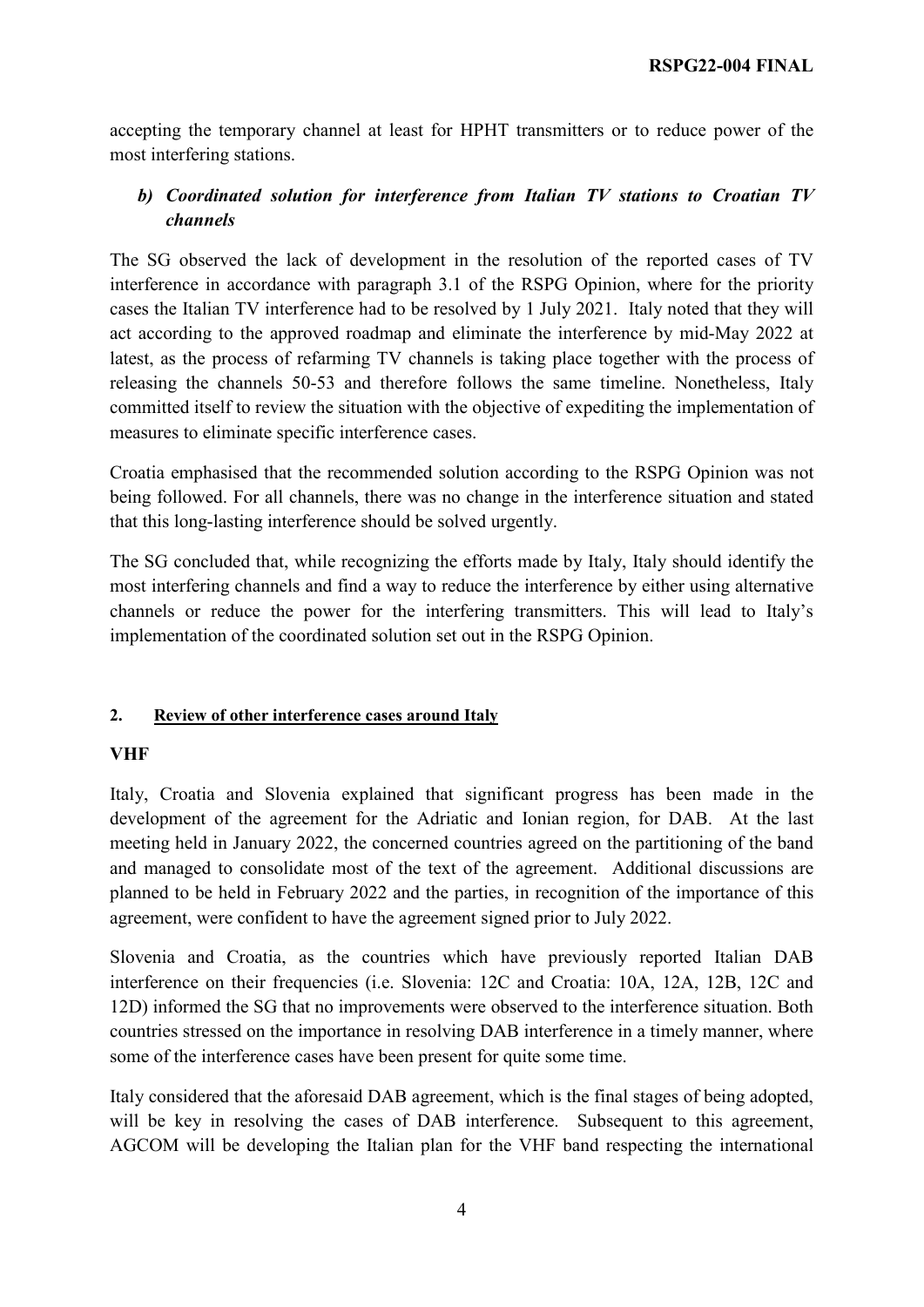accepting the temporary channel at least for HPHT transmitters or to reduce power of the most interfering stations.

### *b) Coordinated solution for interference from Italian TV stations to Croatian TV channels*

The SG observed the lack of development in the resolution of the reported cases of TV interference in accordance with paragraph 3.1 of the RSPG Opinion, where for the priority cases the Italian TV interference had to be resolved by 1 July 2021. Italy noted that they will act according to the approved roadmap and eliminate the interference by mid-May 2022 at latest, as the process of refarming TV channels is taking place together with the process of releasing the channels 50-53 and therefore follows the same timeline. Nonetheless, Italy committed itself to review the situation with the objective of expediting the implementation of measures to eliminate specific interference cases.

Croatia emphasised that the recommended solution according to the RSPG Opinion was not being followed. For all channels, there was no change in the interference situation and stated that this long-lasting interference should be solved urgently.

The SG concluded that, while recognizing the efforts made by Italy, Italy should identify the most interfering channels and find a way to reduce the interference by either using alternative channels or reduce the power for the interfering transmitters. This will lead to Italy's implementation of the coordinated solution set out in the RSPG Opinion.

## 2. Review of other interference cases around Italy

**VHF**

Italy, Croatia and Slovenia explained that significant progress has been made in the development of the agreement for the Adriatic and Ionian region, for DAB. At the last meeting held in January 2022, the concerned countries agreed on the partitioning of the band and managed to consolidate most of the text of the agreement. Additional discussions are planned to be held in February 2022 and the parties, in recognition of the importance of this agreement, were confident to have the agreement signed prior to July 2022.

Slovenia and Croatia, as the countries which have previously reported Italian DAB interference on their frequencies (i.e. Slovenia: 12C and Croatia: 10A, 12A, 12B, 12C and 12D) informed the SG that no improvements were observed to the interference situation. Both countries stressed on the importance in resolving DAB interference in a timely manner, where some of the interference cases have been present for quite some time.

Italy considered that the aforesaid DAB agreement, which is the final stages of being adopted, will be key in resolving the cases of DAB interference. Subsequent to this agreement, AGCOM will be developing the Italian plan for the VHF band respecting the international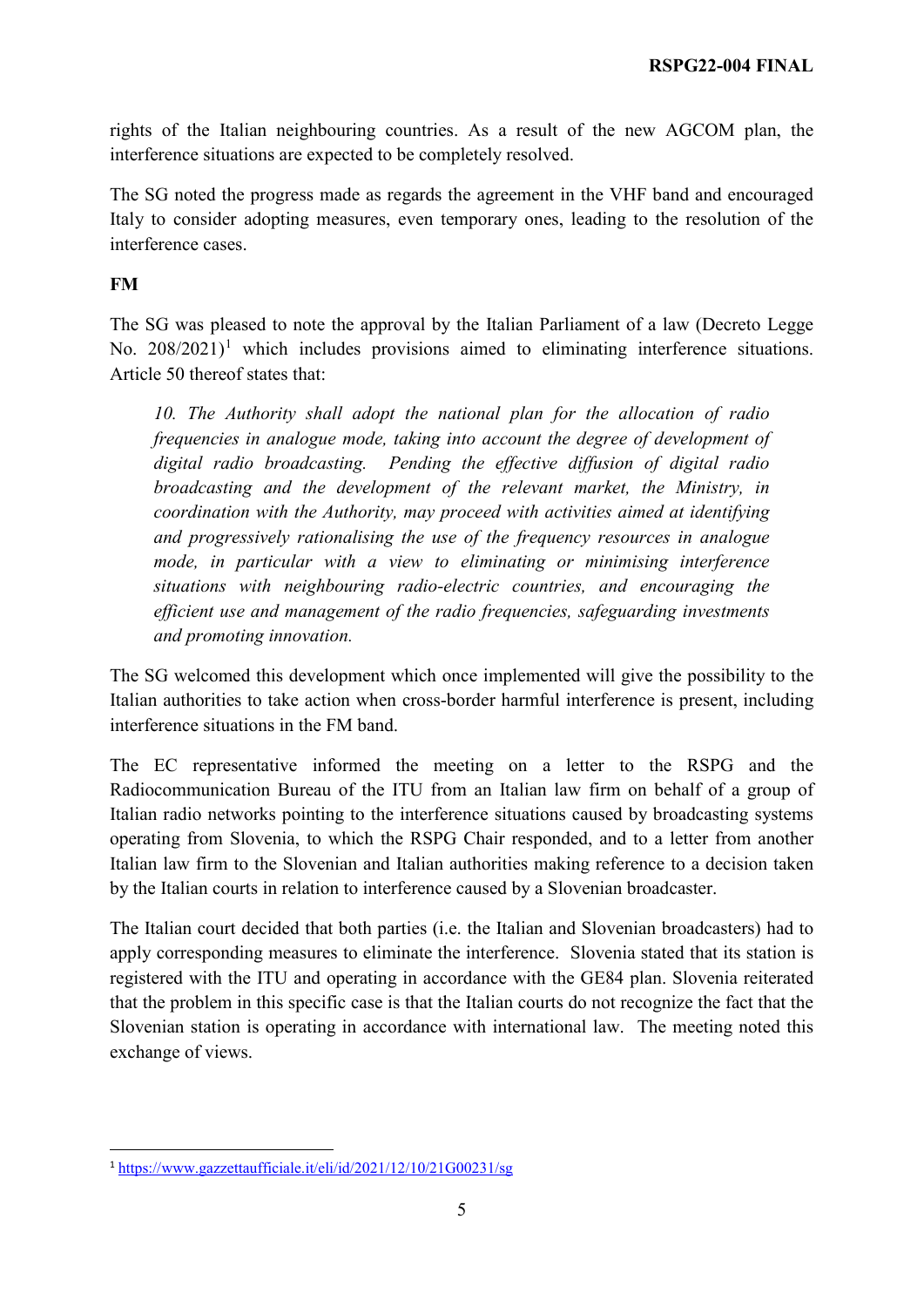rights of the Italian neighbouring countries. As a result of the new AGCOM plan, the interference situations are expected to be completely resolved.

The SG noted the progress made as regards the agreement in the VHF band and encouraged Italy to consider adopting measures, even temporary ones, leading to the resolution of the interference cases.

**FM**

The SG was pleased to note the approval by the Italian Parliament of a law (Decreto Legge No. 208/2021)[1] which includes provisions aimed to eliminating interference situations. Article 50 thereof states that:

> *10. The Authority shall adopt the national plan for the allocation of radio frequencies in analogue mode, taking into account the degree of development of digital radio broadcasting. Pending the effective diffusion of digital radio broadcasting and the development of the relevant market, the Ministry, in coordination with the Authority, may proceed with activities aimed at identifying and progressively rationalising the use of the frequency resources in analogue mode, in particular with a view to eliminating or minimising interference situations with neighbouring radio-electric countries, and encouraging the efficient use and management of the radio frequencies, safeguarding investments and promoting innovation.*

The SG welcomed this development which once implemented will give the possibility to the Italian authorities to take action when cross-border harmful interference is present, including interference situations in the FM band.

The EC representative informed the meeting on a letter to the RSPG and the Radiocommunication Bureau of the ITU from an Italian law firm on behalf of a group of Italian radio networks pointing to the interference situations caused by broadcasting systems operating from Slovenia, to which the RSPG Chair responded, and to a letter from another Italian law firm to the Slovenian and Italian authorities making reference to a decision taken by the Italian courts in relation to interference caused by a Slovenian broadcaster.

The Italian court decided that both parties (i.e. the Italian and Slovenian broadcasters) had to apply corresponding measures to eliminate the interference. Slovenia stated that its station is registered with the ITU and operating in accordance with the GE84 plan. Slovenia reiterated that the problem in this specific case is that the Italian courts do not recognize the fact that the Slovenian station is operating in accordance with international law. The meeting noted this exchange of views.

---

[1] https://www.gazzettaufficiale.it/eli/id/2021/12/10/21G00231/sg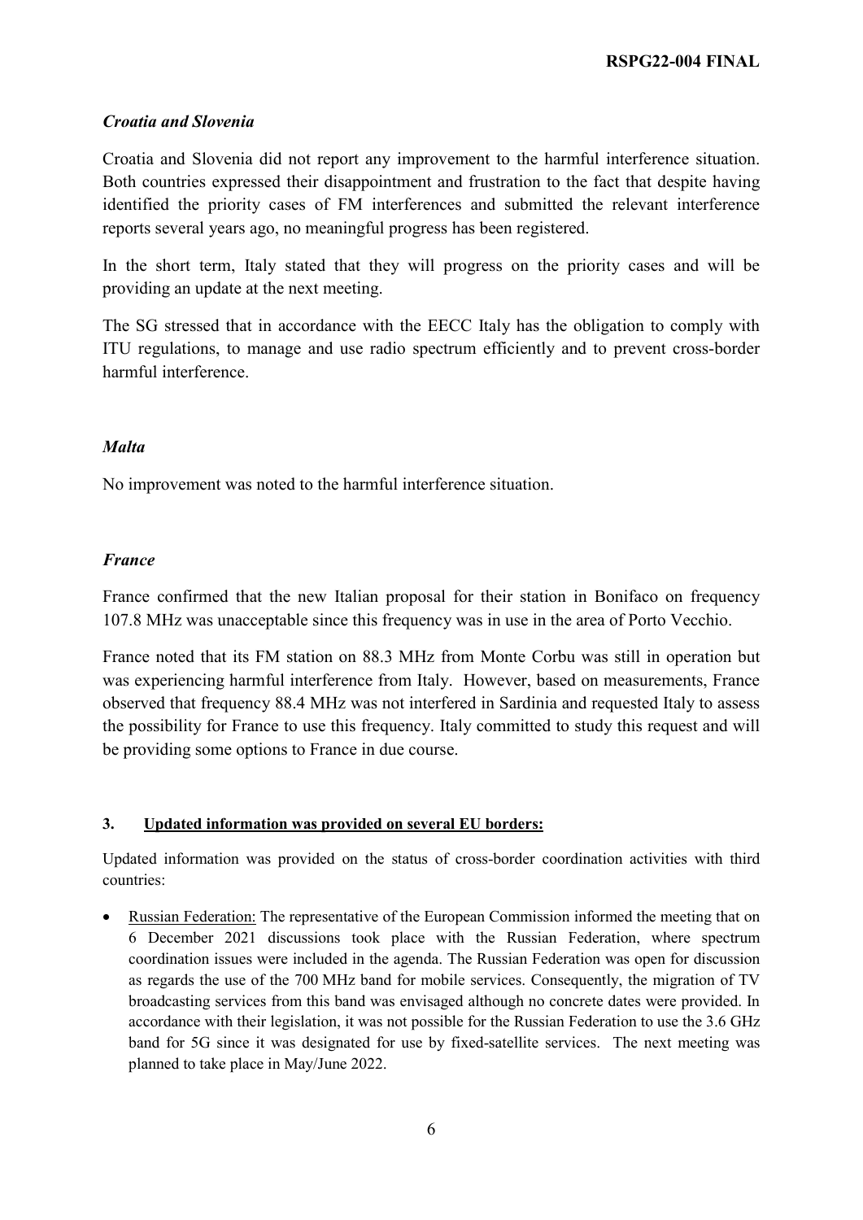*Croatia and Slovenia*

Croatia and Slovenia did not report any improvement to the harmful interference situation. Both countries expressed their disappointment and frustration to the fact that despite having identified the priority cases of FM interferences and submitted the relevant interference reports several years ago, no meaningful progress has been registered.

In the short term, Italy stated that they will progress on the priority cases and will be providing an update at the next meeting.

The SG stressed that in accordance with the EECC Italy has the obligation to comply with ITU regulations, to manage and use radio spectrum efficiently and to prevent cross-border harmful interference.

*Malta*

No improvement was noted to the harmful interference situation.

*France*

France confirmed that the new Italian proposal for their station in Bonifaco on frequency 107.8 MHz was unacceptable since this frequency was in use in the area of Porto Vecchio.

France noted that its FM station on 88.3 MHz from Monte Corbu was still in operation but was experiencing harmful interference from Italy. However, based on measurements, France observed that frequency 88.4 MHz was not interfered in Sardinia and requested Italy to assess the possibility for France to use this frequency. Italy committed to study this request and will be providing some options to France in due course.

**3. <u>Updated information was provided on several EU borders:</u>**

Updated information was provided on the status of cross-border coordination activities with third countries:

- <u>Russian Federation:</u> The representative of the European Commission informed the meeting that on 6 December 2021 discussions took place with the Russian Federation, where spectrum coordination issues were included in the agenda. The Russian Federation was open for discussion as regards the use of the 700 MHz band for mobile services. Consequently, the migration of TV broadcasting services from this band was envisaged although no concrete dates were provided. In accordance with their legislation, it was not possible for the Russian Federation to use the 3.6 GHz band for 5G since it was designated for use by fixed-satellite services. The next meeting was planned to take place in May/June 2022.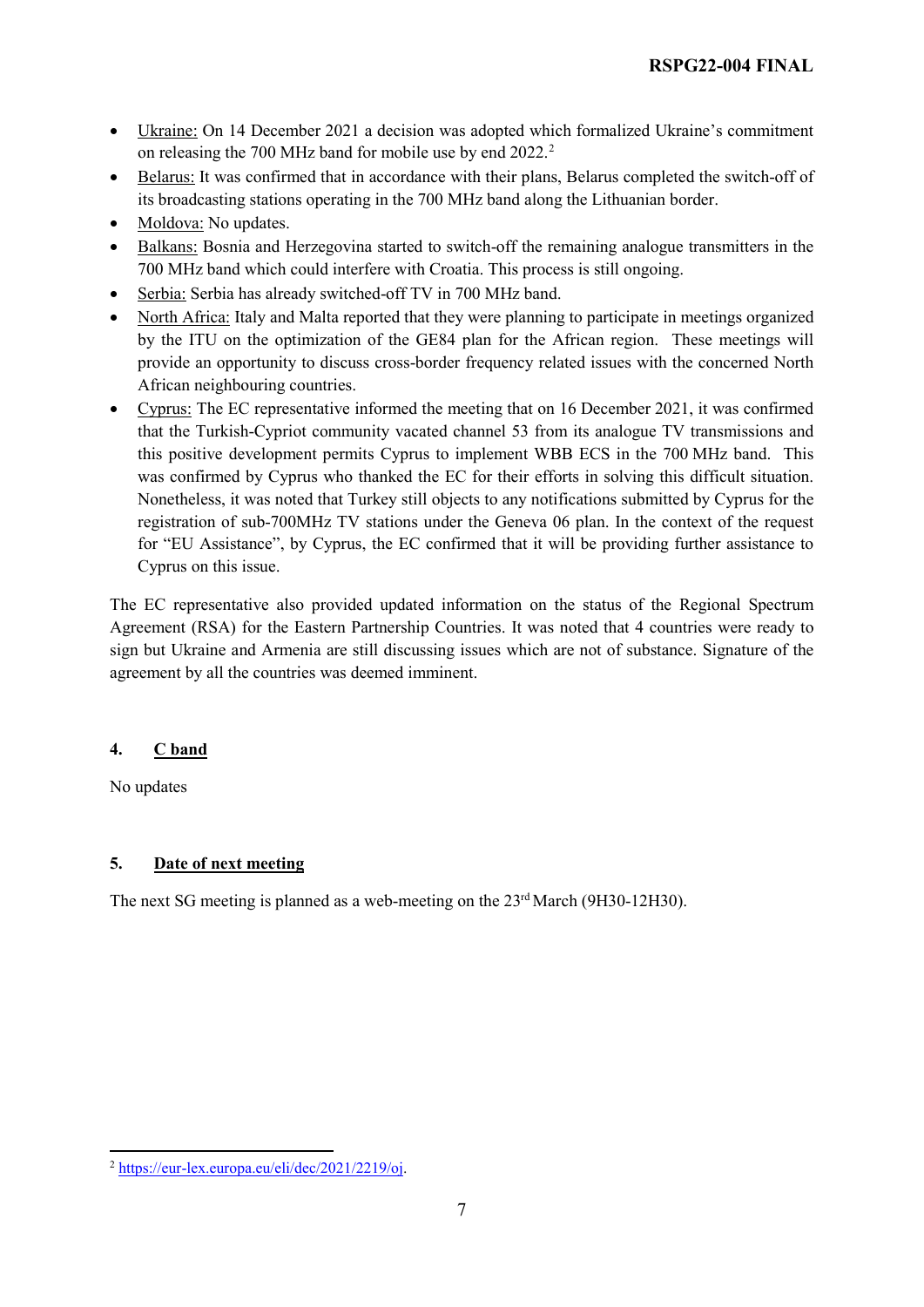- Ukraine: On 14 December 2021 a decision was adopted which formalized Ukraine's commitment on releasing the 700 MHz band for mobile use by end 2022.[2]
- Belarus: It was confirmed that in accordance with their plans, Belarus completed the switch-off of its broadcasting stations operating in the 700 MHz band along the Lithuanian border.
- Moldova: No updates.
- Balkans: Bosnia and Herzegovina started to switch-off the remaining analogue transmitters in the 700 MHz band which could interfere with Croatia. This process is still ongoing.
- Serbia: Serbia has already switched-off TV in 700 MHz band.
- North Africa: Italy and Malta reported that they were planning to participate in meetings organized by the ITU on the optimization of the GE84 plan for the African region. These meetings will provide an opportunity to discuss cross-border frequency related issues with the concerned North African neighbouring countries.
- Cyprus: The EC representative informed the meeting that on 16 December 2021, it was confirmed that the Turkish-Cypriot community vacated channel 53 from its analogue TV transmissions and this positive development permits Cyprus to implement WBB ECS in the 700 MHz band. This was confirmed by Cyprus who thanked the EC for their efforts in solving this difficult situation. Nonetheless, it was noted that Turkey still objects to any notifications submitted by Cyprus for the registration of sub-700MHz TV stations under the Geneva 06 plan. In the context of the request for "EU Assistance", by Cyprus, the EC confirmed that it will be providing further assistance to Cyprus on this issue.

The EC representative also provided updated information on the status of the Regional Spectrum Agreement (RSA) for the Eastern Partnership Countries. It was noted that 4 countries were ready to sign but Ukraine and Armenia are still discussing issues which are not of substance. Signature of the agreement by all the countries was deemed imminent.

## 4. C band

No updates

## 5. Date of next meeting

The next SG meeting is planned as a web-meeting on the 23rd March (9H30-12H30).

[2] https://eur-lex.europa.eu/eli/dec/2021/2219/oj.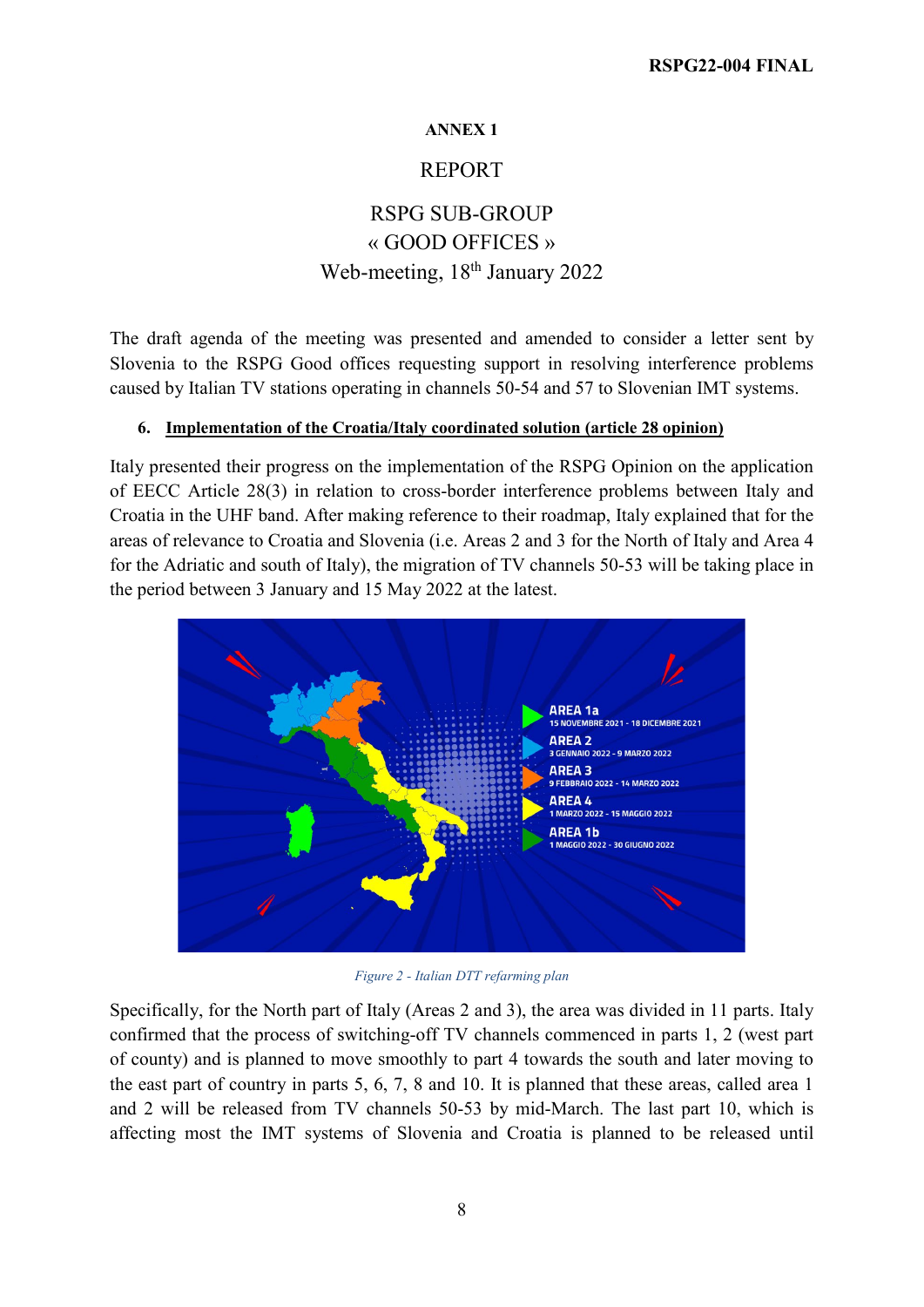## ANNEX 1

REPORT

RSPG SUB-GROUP
« GOOD OFFICES »
Web-meeting, 18th January 2022

The draft agenda of the meeting was presented and amended to consider a letter sent by Slovenia to the RSPG Good offices requesting support in resolving interference problems caused by Italian TV stations operating in channels 50-54 and 57 to Slovenian IMT systems.

### 6. Implementation of the Croatia/Italy coordinated solution (article 28 opinion)

Italy presented their progress on the implementation of the RSPG Opinion on the application of EECC Article 28(3) in relation to cross-border interference problems between Italy and Croatia in the UHF band. After making reference to their roadmap, Italy explained that for the areas of relevance to Croatia and Slovenia (i.e. Areas 2 and 3 for the North of Italy and Area 4 for the Adriatic and south of Italy), the migration of TV channels 50-53 will be taking place in the period between 3 January and 15 May 2022 at the latest.

*Figure 2 - Italian DTT refarming plan*

Specifically, for the North part of Italy (Areas 2 and 3), the area was divided in 11 parts. Italy confirmed that the process of switching-off TV channels commenced in parts 1, 2 (west part of county) and is planned to move smoothly to part 4 towards the south and later moving to the east part of country in parts 5, 6, 7, 8 and 10. It is planned that these areas, called area 1 and 2 will be released from TV channels 50-53 by mid-March. The last part 10, which is affecting most the IMT systems of Slovenia and Croatia is planned to be released until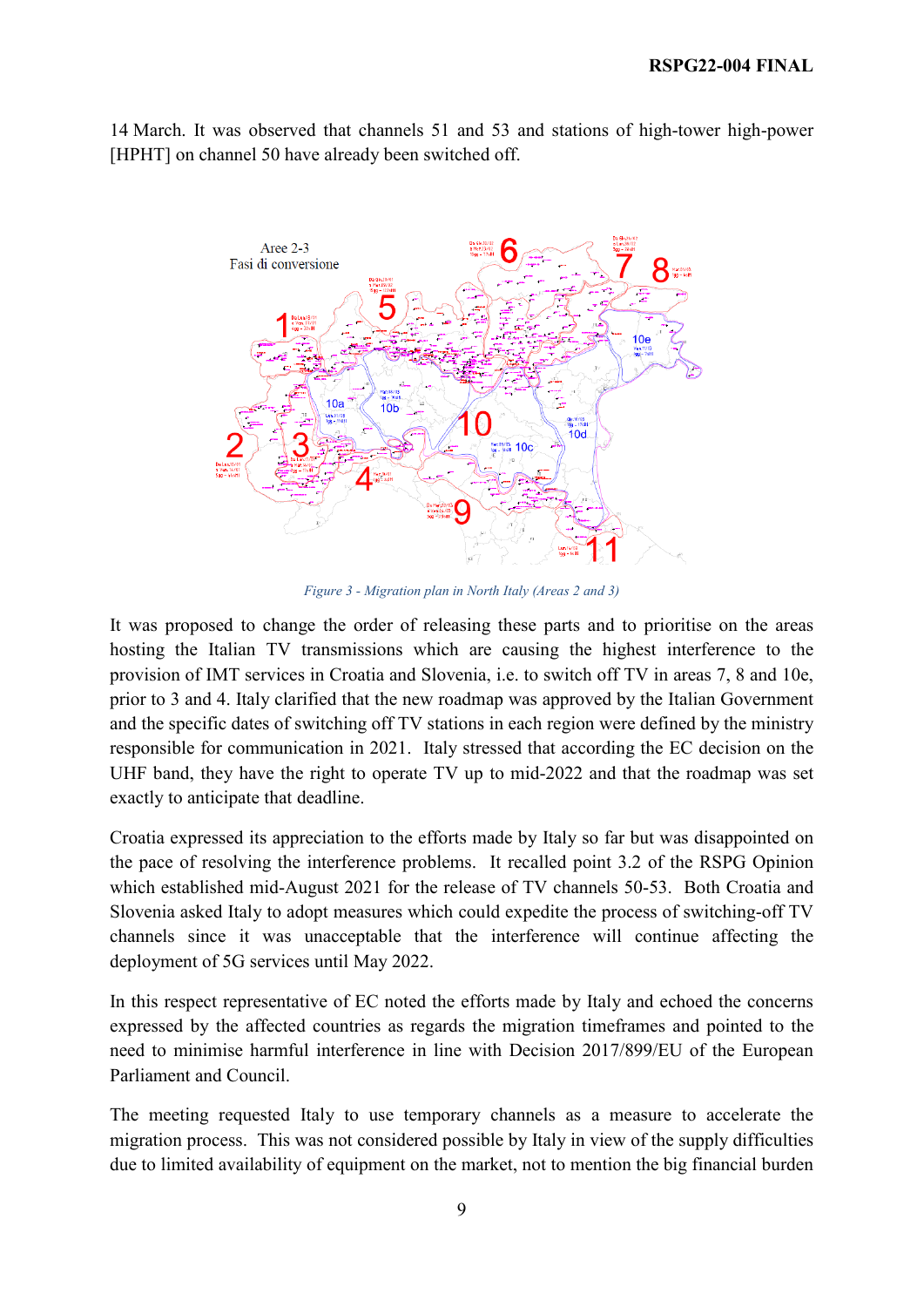14 March. It was observed that channels 51 and 53 and stations of high-tower high-power [HPHT] on channel 50 have already been switched off.

*Figure 3 - Migration plan in North Italy (Areas 2 and 3)*

It was proposed to change the order of releasing these parts and to prioritise on the areas hosting the Italian TV transmissions which are causing the highest interference to the provision of IMT services in Croatia and Slovenia, i.e. to switch off TV in areas 7, 8 and 10e, prior to 3 and 4. Italy clarified that the new roadmap was approved by the Italian Government and the specific dates of switching off TV stations in each region were defined by the ministry responsible for communication in 2021. Italy stressed that according the EC decision on the UHF band, they have the right to operate TV up to mid-2022 and that the roadmap was set exactly to anticipate that deadline.

Croatia expressed its appreciation to the efforts made by Italy so far but was disappointed on the pace of resolving the interference problems. It recalled point 3.2 of the RSPG Opinion which established mid-August 2021 for the release of TV channels 50-53. Both Croatia and Slovenia asked Italy to adopt measures which could expedite the process of switching-off TV channels since it was unacceptable that the interference will continue affecting the deployment of 5G services until May 2022.

In this respect representative of EC noted the efforts made by Italy and echoed the concerns expressed by the affected countries as regards the migration timeframes and pointed to the need to minimise harmful interference in line with Decision 2017/899/EU of the European Parliament and Council.

The meeting requested Italy to use temporary channels as a measure to accelerate the migration process. This was not considered possible by Italy in view of the supply difficulties due to limited availability of equipment on the market, not to mention the big financial burden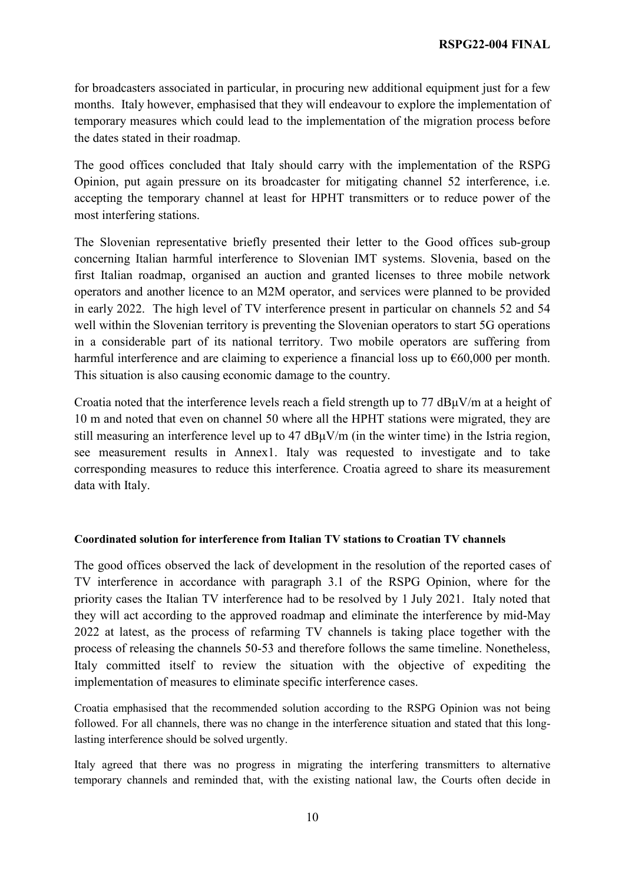for broadcasters associated in particular, in procuring new additional equipment just for a few months. Italy however, emphasised that they will endeavour to explore the implementation of temporary measures which could lead to the implementation of the migration process before the dates stated in their roadmap.

The good offices concluded that Italy should carry with the implementation of the RSPG Opinion, put again pressure on its broadcaster for mitigating channel 52 interference, i.e. accepting the temporary channel at least for HPHT transmitters or to reduce power of the most interfering stations.

The Slovenian representative briefly presented their letter to the Good offices sub-group concerning Italian harmful interference to Slovenian IMT systems. Slovenia, based on the first Italian roadmap, organised an auction and granted licenses to three mobile network operators and another licence to an M2M operator, and services were planned to be provided in early 2022. The high level of TV interference present in particular on channels 52 and 54 well within the Slovenian territory is preventing the Slovenian operators to start 5G operations in a considerable part of its national territory. Two mobile operators are suffering from harmful interference and are claiming to experience a financial loss up to €60,000 per month. This situation is also causing economic damage to the country.

Croatia noted that the interference levels reach a field strength up to 77 dBµV/m at a height of 10 m and noted that even on channel 50 where all the HPHT stations were migrated, they are still measuring an interference level up to 47 dBµV/m (in the winter time) in the Istria region, see measurement results in Annex1. Italy was requested to investigate and to take corresponding measures to reduce this interference. Croatia agreed to share its measurement data with Italy.

**Coordinated solution for interference from Italian TV stations to Croatian TV channels**

The good offices observed the lack of development in the resolution of the reported cases of TV interference in accordance with paragraph 3.1 of the RSPG Opinion, where for the priority cases the Italian TV interference had to be resolved by 1 July 2021. Italy noted that they will act according to the approved roadmap and eliminate the interference by mid-May 2022 at latest, as the process of refarming TV channels is taking place together with the process of releasing the channels 50-53 and therefore follows the same timeline. Nonetheless, Italy committed itself to review the situation with the objective of expediting the implementation of measures to eliminate specific interference cases.

Croatia emphasised that the recommended solution according to the RSPG Opinion was not being followed. For all channels, there was no change in the interference situation and stated that this long-lasting interference should be solved urgently.

Italy agreed that there was no progress in migrating the interfering transmitters to alternative temporary channels and reminded that, with the existing national law, the Courts often decide in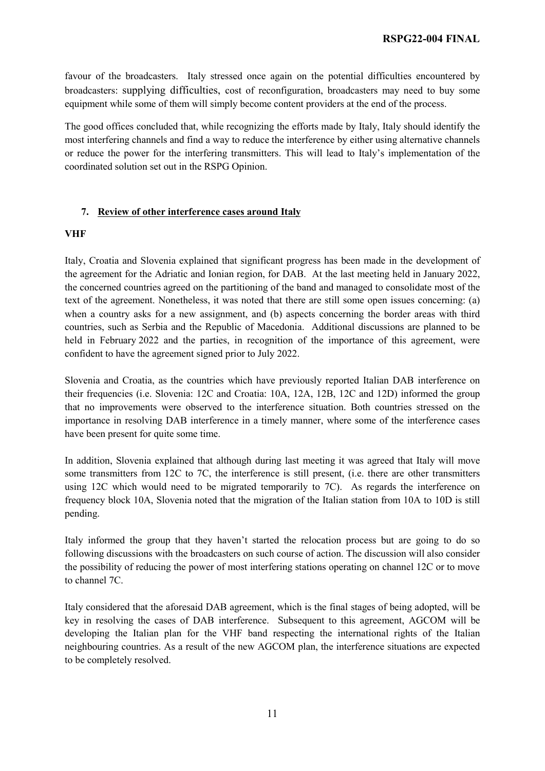favour of the broadcasters. Italy stressed once again on the potential difficulties encountered by broadcasters: supplying difficulties, cost of reconfiguration, broadcasters may need to buy some equipment while some of them will simply become content providers at the end of the process.

The good offices concluded that, while recognizing the efforts made by Italy, Italy should identify the most interfering channels and find a way to reduce the interference by either using alternative channels or reduce the power for the interfering transmitters. This will lead to Italy's implementation of the coordinated solution set out in the RSPG Opinion.

## 7. Review of other interference cases around Italy

### VHF

Italy, Croatia and Slovenia explained that significant progress has been made in the development of the agreement for the Adriatic and Ionian region, for DAB. At the last meeting held in January 2022, the concerned countries agreed on the partitioning of the band and managed to consolidate most of the text of the agreement. Nonetheless, it was noted that there are still some open issues concerning: (a) when a country asks for a new assignment, and (b) aspects concerning the border areas with third countries, such as Serbia and the Republic of Macedonia. Additional discussions are planned to be held in February 2022 and the parties, in recognition of the importance of this agreement, were confident to have the agreement signed prior to July 2022.

Slovenia and Croatia, as the countries which have previously reported Italian DAB interference on their frequencies (i.e. Slovenia: 12C and Croatia: 10A, 12A, 12B, 12C and 12D) informed the group that no improvements were observed to the interference situation. Both countries stressed on the importance in resolving DAB interference in a timely manner, where some of the interference cases have been present for quite some time.

In addition, Slovenia explained that although during last meeting it was agreed that Italy will move some transmitters from 12C to 7C, the interference is still present, (i.e. there are other transmitters using 12C which would need to be migrated temporarily to 7C). As regards the interference on frequency block 10A, Slovenia noted that the migration of the Italian station from 10A to 10D is still pending.

Italy informed the group that they haven't started the relocation process but are going to do so following discussions with the broadcasters on such course of action. The discussion will also consider the possibility of reducing the power of most interfering stations operating on channel 12C or to move to channel 7C.

Italy considered that the aforesaid DAB agreement, which is the final stages of being adopted, will be key in resolving the cases of DAB interference. Subsequent to this agreement, AGCOM will be developing the Italian plan for the VHF band respecting the international rights of the Italian neighbouring countries. As a result of the new AGCOM plan, the interference situations are expected to be completely resolved.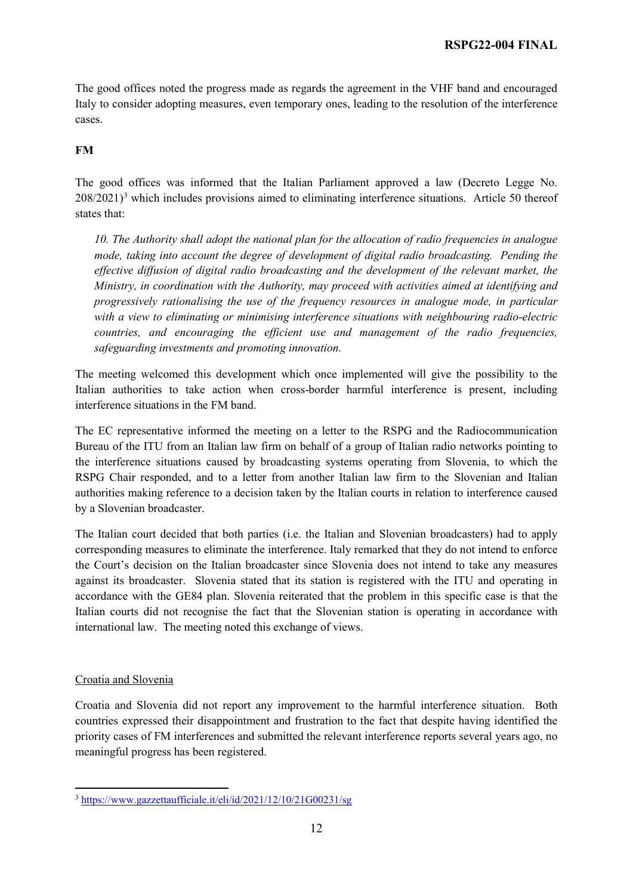The good offices noted the progress made as regards the agreement in the VHF band and encouraged Italy to consider adopting measures, even temporary ones, leading to the resolution of the interference cases.

**FM**

The good offices was informed that the Italian Parliament approved a law (Decreto Legge No. 208/2021)[3] which includes provisions aimed to eliminating interference situations. Article 50 thereof states that:

> *10. The Authority shall adopt the national plan for the allocation of radio frequencies in analogue mode, taking into account the degree of development of digital radio broadcasting. Pending the effective diffusion of digital radio broadcasting and the development of the relevant market, the Ministry, in coordination with the Authority, may proceed with activities aimed at identifying and progressively rationalising the use of the frequency resources in analogue mode, in particular with a view to eliminating or minimising interference situations with neighbouring radio-electric countries, and encouraging the efficient use and management of the radio frequencies, safeguarding investments and promoting innovation.*

The meeting welcomed this development which once implemented will give the possibility to the Italian authorities to take action when cross-border harmful interference is present, including interference situations in the FM band.

The EC representative informed the meeting on a letter to the RSPG and the Radiocommunication Bureau of the ITU from an Italian law firm on behalf of a group of Italian radio networks pointing to the interference situations caused by broadcasting systems operating from Slovenia, to which the RSPG Chair responded, and to a letter from another Italian law firm to the Slovenian and Italian authorities making reference to a decision taken by the Italian courts in relation to interference caused by a Slovenian broadcaster.

The Italian court decided that both parties (i.e. the Italian and Slovenian broadcasters) had to apply corresponding measures to eliminate the interference. Italy remarked that they do not intend to enforce the Court's decision on the Italian broadcaster since Slovenia does not intend to take any measures against its broadcaster. Slovenia stated that its station is registered with the ITU and operating in accordance with the GE84 plan. Slovenia reiterated that the problem in this specific case is that the Italian courts did not recognise the fact that the Slovenian station is operating in accordance with international law. The meeting noted this exchange of views.

Croatia and Slovenia

Croatia and Slovenia did not report any improvement to the harmful interference situation. Both countries expressed their disappointment and frustration to the fact that despite having identified the priority cases of FM interferences and submitted the relevant interference reports several years ago, no meaningful progress has been registered.

---

[3] https://www.gazzettaufficiale.it/eli/id/2021/12/10/21G00231/sg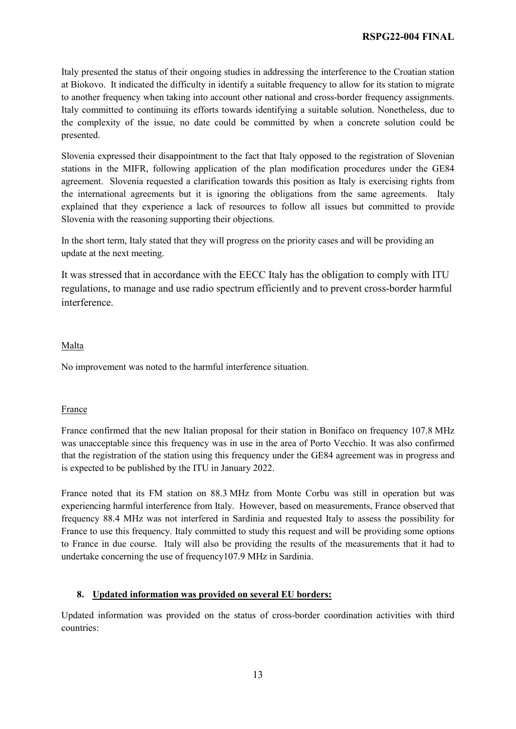Italy presented the status of their ongoing studies in addressing the interference to the Croatian station at Biokovo. It indicated the difficulty in identify a suitable frequency to allow for its station to migrate to another frequency when taking into account other national and cross-border frequency assignments. Italy committed to continuing its efforts towards identifying a suitable solution. Nonetheless, due to the complexity of the issue, no date could be committed by when a concrete solution could be presented.

Slovenia expressed their disappointment to the fact that Italy opposed to the registration of Slovenian stations in the MIFR, following application of the plan modification procedures under the GE84 agreement. Slovenia requested a clarification towards this position as Italy is exercising rights from the international agreements but it is ignoring the obligations from the same agreements. Italy explained that they experience a lack of resources to follow all issues but committed to provide Slovenia with the reasoning supporting their objections.

In the short term, Italy stated that they will progress on the priority cases and will be providing an update at the next meeting.

It was stressed that in accordance with the EECC Italy has the obligation to comply with ITU regulations, to manage and use radio spectrum efficiently and to prevent cross-border harmful interference.

Malta

No improvement was noted to the harmful interference situation.

France

France confirmed that the new Italian proposal for their station in Bonifaco on frequency 107.8 MHz was unacceptable since this frequency was in use in the area of Porto Vecchio. It was also confirmed that the registration of the station using this frequency under the GE84 agreement was in progress and is expected to be published by the ITU in January 2022.

France noted that its FM station on 88.3 MHz from Monte Corbu was still in operation but was experiencing harmful interference from Italy. However, based on measurements, France observed that frequency 88.4 MHz was not interfered in Sardinia and requested Italy to assess the possibility for France to use this frequency. Italy committed to study this request and will be providing some options to France in due course. Italy will also be providing the results of the measurements that it had to undertake concerning the use of frequency107.9 MHz in Sardinia.

## 8. Updated information was provided on several EU borders:

Updated information was provided on the status of cross-border coordination activities with third countries: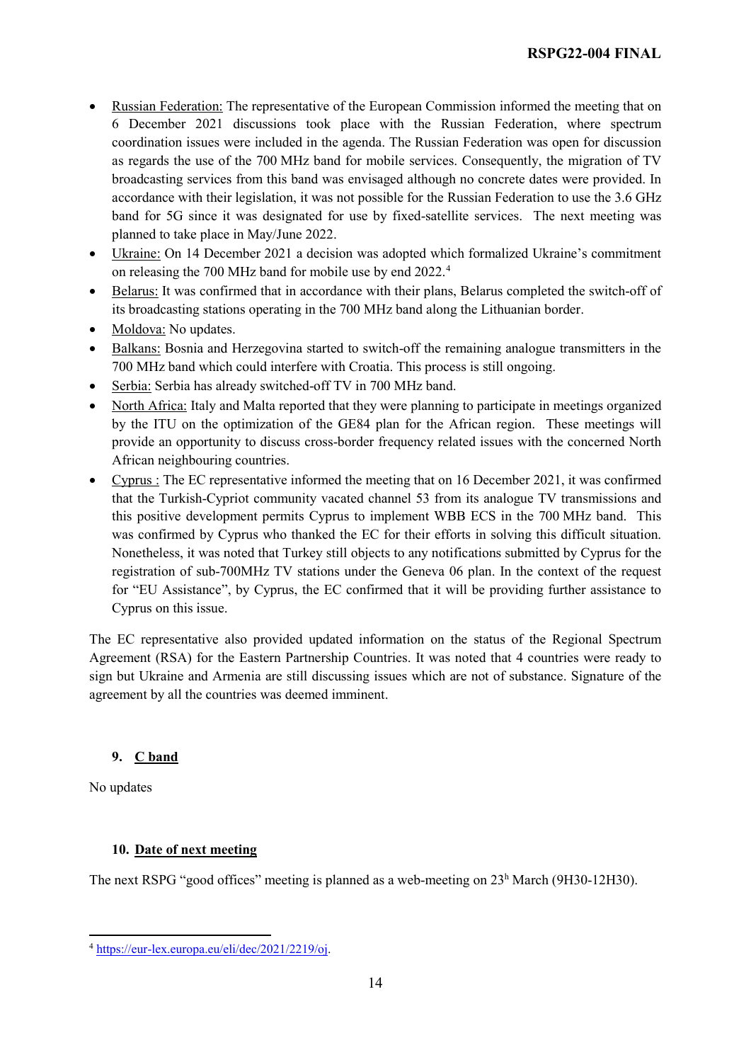- Russian Federation: The representative of the European Commission informed the meeting that on 6 December 2021 discussions took place with the Russian Federation, where spectrum coordination issues were included in the agenda. The Russian Federation was open for discussion as regards the use of the 700 MHz band for mobile services. Consequently, the migration of TV broadcasting services from this band was envisaged although no concrete dates were provided. In accordance with their legislation, it was not possible for the Russian Federation to use the 3.6 GHz band for 5G since it was designated for use by fixed-satellite services. The next meeting was planned to take place in May/June 2022.
- Ukraine: On 14 December 2021 a decision was adopted which formalized Ukraine's commitment on releasing the 700 MHz band for mobile use by end 2022.[4]
- Belarus: It was confirmed that in accordance with their plans, Belarus completed the switch-off of its broadcasting stations operating in the 700 MHz band along the Lithuanian border.
- Moldova: No updates.
- Balkans: Bosnia and Herzegovina started to switch-off the remaining analogue transmitters in the 700 MHz band which could interfere with Croatia. This process is still ongoing.
- Serbia: Serbia has already switched-off TV in 700 MHz band.
- North Africa: Italy and Malta reported that they were planning to participate in meetings organized by the ITU on the optimization of the GE84 plan for the African region. These meetings will provide an opportunity to discuss cross-border frequency related issues with the concerned North African neighbouring countries.
- Cyprus : The EC representative informed the meeting that on 16 December 2021, it was confirmed that the Turkish-Cypriot community vacated channel 53 from its analogue TV transmissions and this positive development permits Cyprus to implement WBB ECS in the 700 MHz band. This was confirmed by Cyprus who thanked the EC for their efforts in solving this difficult situation. Nonetheless, it was noted that Turkey still objects to any notifications submitted by Cyprus for the registration of sub-700MHz TV stations under the Geneva 06 plan. In the context of the request for "EU Assistance", by Cyprus, the EC confirmed that it will be providing further assistance to Cyprus on this issue.

The EC representative also provided updated information on the status of the Regional Spectrum Agreement (RSA) for the Eastern Partnership Countries. It was noted that 4 countries were ready to sign but Ukraine and Armenia are still discussing issues which are not of substance. Signature of the agreement by all the countries was deemed imminent.

## 9. C band

No updates

## 10. Date of next meeting

The next RSPG "good offices" meeting is planned as a web-meeting on 23h March (9H30-12H30).

[4] https://eur-lex.europa.eu/eli/dec/2021/2219/oj.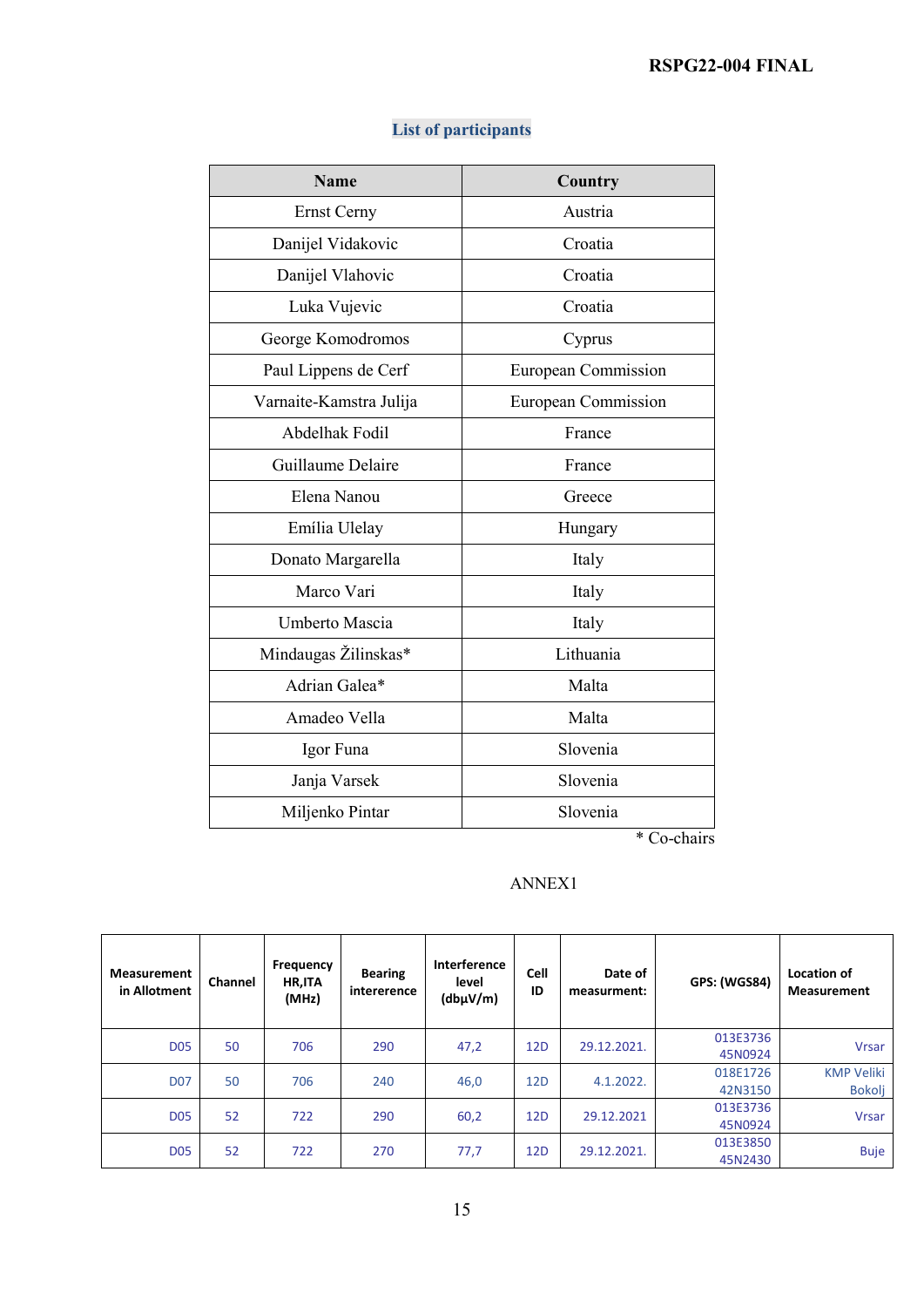## List of participants

| Name | Country |
|---|---|
| Ernst Cerny | Austria |
| Danijel Vidakovic | Croatia |
| Danijel Vlahovic | Croatia |
| Luka Vujevic | Croatia |
| George Komodromos | Cyprus |
| Paul Lippens de Cerf | European Commission |
| Varnaite-Kamstra Julija | European Commission |
| Abdelhak Fodil | France |
| Guillaume Delaire | France |
| Elena Nanou | Greece |
| Emília Ulelay | Hungary |
| Donato Margarella | Italy |
| Marco Vari | Italy |
| Umberto Mascia | Italy |
| Mindaugas Žilinskas* | Lithuania |
| Adrian Galea* | Malta |
| Amadeo Vella | Malta |
| Igor Funa | Slovenia |
| Janja Varsek | Slovenia |
| Miljenko Pintar | Slovenia |

\* Co-chairs

ANNEX1

| Measurement in Allotment | Channel | Frequency HR,ITA (MHz) | Bearing intererence | Interference level (dbµV/m) | Cell ID | Date of measurment: | GPS: (WGS84) | Location of Measurement |
|---|---|---|---|---|---|---|---|---|
| D05 | 50 | 706 | 290 | 47,2 | 12D | 29.12.2021. | 013E3736 45N0924 | Vrsar |
| D07 | 50 | 706 | 240 | 46,0 | 12D | 4.1.2022. | 018E1726 42N3150 | KMP Veliki Bokolj |
| D05 | 52 | 722 | 290 | 60,2 | 12D | 29.12.2021 | 013E3736 45N0924 | Vrsar |
| D05 | 52 | 722 | 270 | 77,7 | 12D | 29.12.2021. | 013E3850 45N2430 | Buje |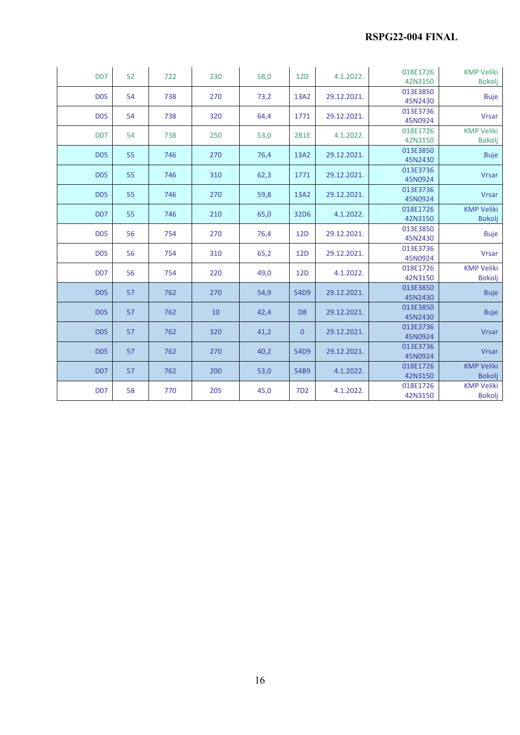| | | | | | | | | |
|---|---|---|---|---|---|---|---|---|
| D07 | 52 | 722 | 230 | 58,0 | 12D | 4.1.2022. | 018E1726 42N3150 | KMP Veliki Bokolj |
| D05 | 54 | 738 | 270 | 73,2 | 13A2 | 29.12.2021. | 013E3850 45N2430 | Buje |
| D05 | 54 | 738 | 320 | 64,4 | 1771 | 29.12.2021. | 013E3736 45N0924 | Vrsar |
| D07 | 54 | 738 | 250 | 53,0 | 2B1E | 4.1.2022. | 018E1726 42N3150 | KMP Veliki Bokolj |
| D05 | 55 | 746 | 270 | 76,4 | 13A2 | 29.12.2021. | 013E3850 45N2430 | Buje |
| D05 | 55 | 746 | 310 | 62,3 | 1771 | 29.12.2021. | 013E3736 45N0924 | Vrsar |
| D05 | 55 | 746 | 270 | 59,8 | 13A2 | 29.12.2021. | 013E3736 45N0924 | Vrsar |
| D07 | 55 | 746 | 210 | 65,0 | 32D6 | 4.1.2022. | 018E1726 42N3150 | KMP Veliki Bokolj |
| D05 | 56 | 754 | 270 | 76,4 | 12D | 29.12.2021. | 013E3850 45N2430 | Buje |
| D05 | 56 | 754 | 310 | 65,2 | 12D | 29.12.2021. | 013E3736 45N0924 | Vrsar |
| D07 | 56 | 754 | 220 | 49,0 | 12D | 4.1.2022. | 018E1726 42N3150 | KMP Veliki Bokolj |
| D05 | 57 | 762 | 270 | 54,9 | 54D9 | 29.12.2021. | 013E3850 45N2430 | Buje |
| D05 | 57 | 762 | 10 | 42,4 | D8 | 29.12.2021. | 013E3850 45N2430 | Buje |
| D05 | 57 | 762 | 320 | 41,2 | 0 | 29.12.2021. | 013E3736 45N0924 | Vrsar |
| D05 | 57 | 762 | 270 | 40,2 | 54D9 | 29.12.2021. | 013E3736 45N0924 | Vrsar |
| D07 | 57 | 762 | 200 | 53,0 | 54B9 | 4.1.2022. | 018E1726 42N3150 | KMP Veliki Bokolj |
| D07 | 58 | 770 | 205 | 45,0 | 7D2 | 4.1.2022. | 018E1726 42N3150 | KMP Veliki Bokolj |